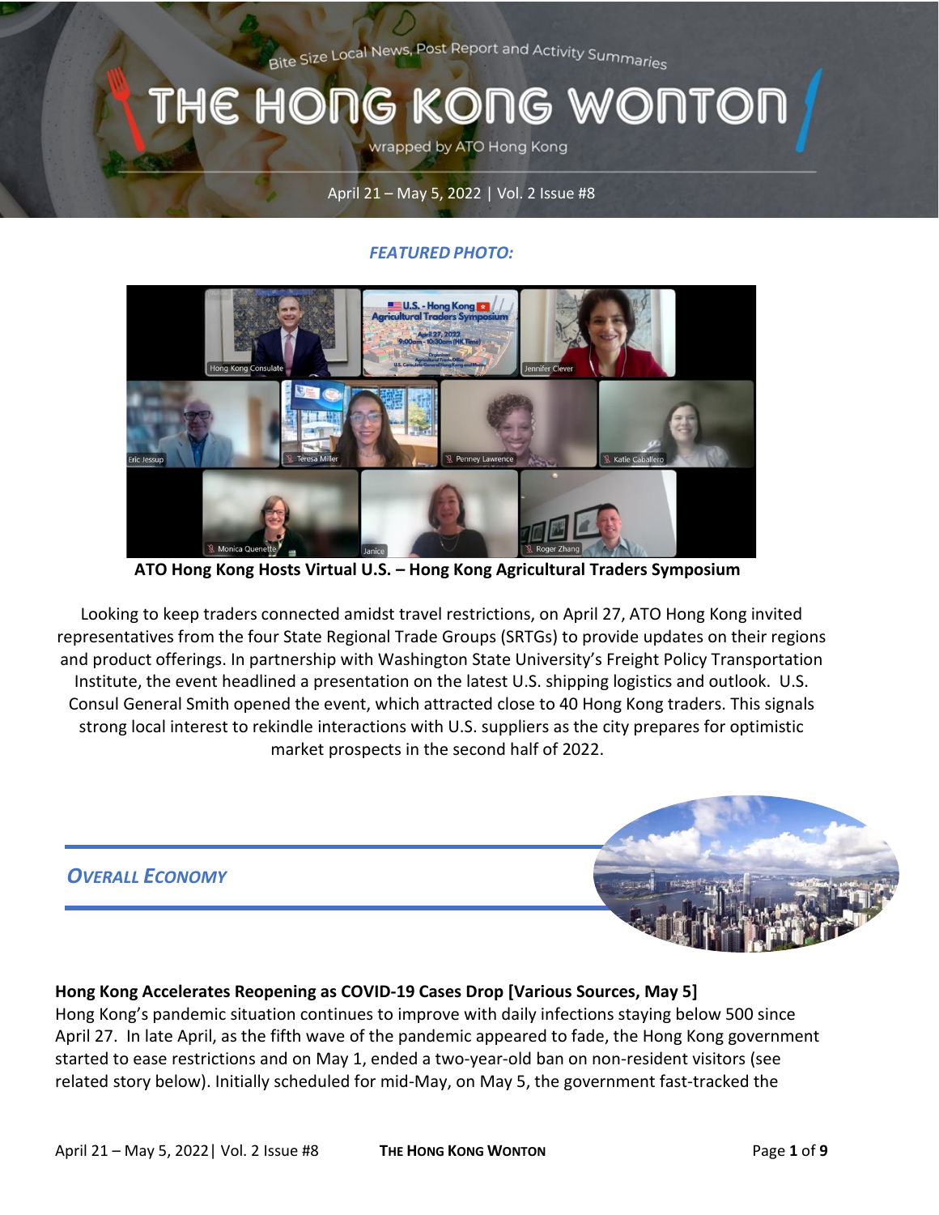Bite Size Local News, Post Report and Activity Summaries

# THE HONG KONG WONTON

wrapped by ATO Hong Kong

April 21 – May 5, 2022 | Vol. 2 Issue #8

***FEATURED PHOTO:***

**ATO Hong Kong Hosts Virtual U.S. – Hong Kong Agricultural Traders Symposium**

Looking to keep traders connected amidst travel restrictions, on April 27, ATO Hong Kong invited representatives from the four State Regional Trade Groups (SRTGs) to provide updates on their regions and product offerings. In partnership with Washington State University's Freight Policy Transportation Institute, the event headlined a presentation on the latest U.S. shipping logistics and outlook. U.S. Consul General Smith opened the event, which attracted close to 40 Hong Kong traders. This signals strong local interest to rekindle interactions with U.S. suppliers as the city prepares for optimistic market prospects in the second half of 2022.

## *OVERALL ECONOMY*

**Hong Kong Accelerates Reopening as COVID-19 Cases Drop [Various Sources, May 5]**

Hong Kong's pandemic situation continues to improve with daily infections staying below 500 since April 27. In late April, as the fifth wave of the pandemic appeared to fade, the Hong Kong government started to ease restrictions and on May 1, ended a two-year-old ban on non-resident visitors (see related story below). Initially scheduled for mid-May, on May 5, the government fast-tracked the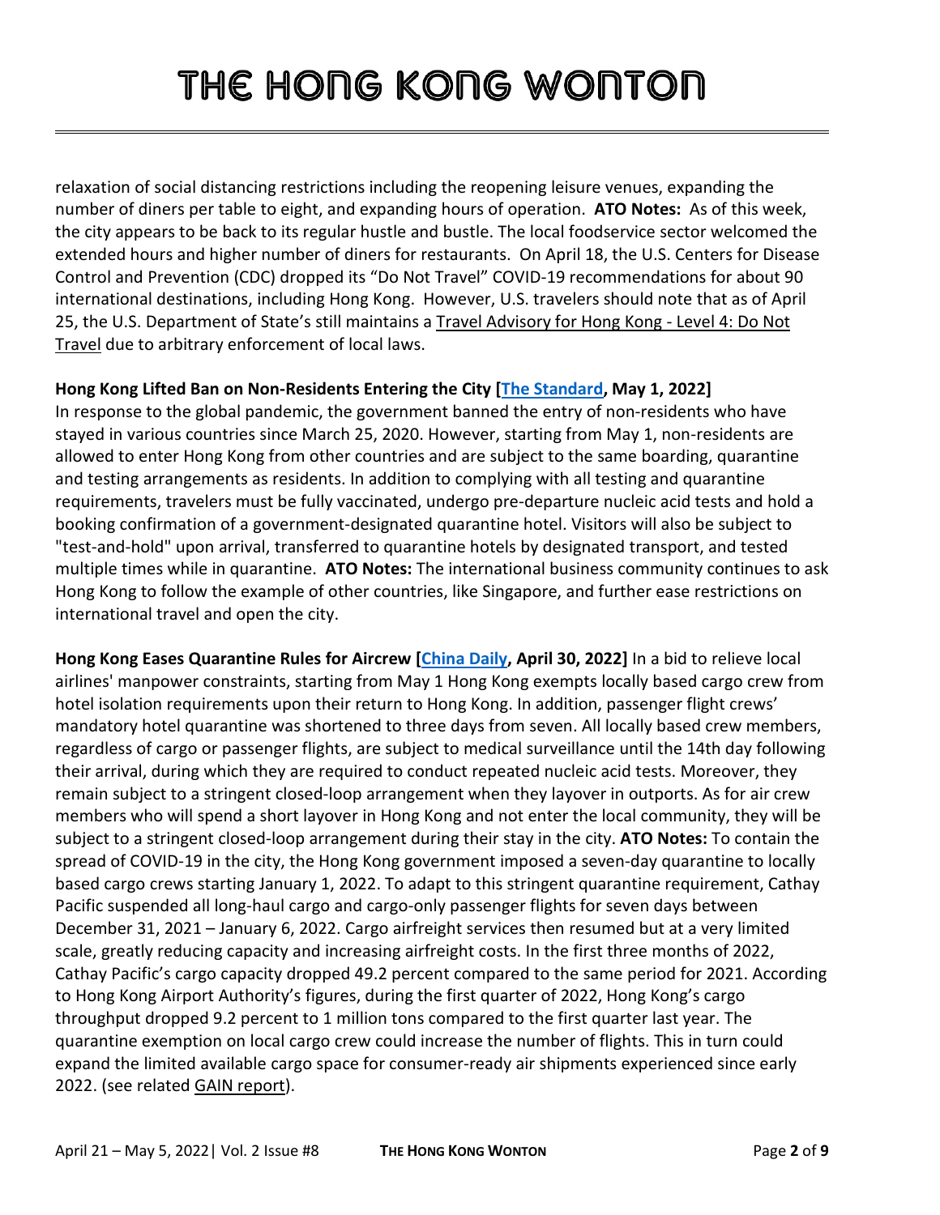relaxation of social distancing restrictions including the reopening leisure venues, expanding the number of diners per table to eight, and expanding hours of operation. **ATO Notes:** As of this week, the city appears to be back to its regular hustle and bustle. The local foodservice sector welcomed the extended hours and higher number of diners for restaurants. On April 18, the U.S. Centers for Disease Control and Prevention (CDC) dropped its "Do Not Travel" COVID-19 recommendations for about 90 international destinations, including Hong Kong. However, U.S. travelers should note that as of April 25, the U.S. Department of State's still maintains a Travel Advisory for Hong Kong - Level 4: Do Not Travel due to arbitrary enforcement of local laws.

**Hong Kong Lifted Ban on Non-Residents Entering the City [The Standard, May 1, 2022]**
In response to the global pandemic, the government banned the entry of non-residents who have stayed in various countries since March 25, 2020. However, starting from May 1, non-residents are allowed to enter Hong Kong from other countries and are subject to the same boarding, quarantine and testing arrangements as residents. In addition to complying with all testing and quarantine requirements, travelers must be fully vaccinated, undergo pre-departure nucleic acid tests and hold a booking confirmation of a government-designated quarantine hotel. Visitors will also be subject to "test-and-hold" upon arrival, transferred to quarantine hotels by designated transport, and tested multiple times while in quarantine. **ATO Notes:** The international business community continues to ask Hong Kong to follow the example of other countries, like Singapore, and further ease restrictions on international travel and open the city.

**Hong Kong Eases Quarantine Rules for Aircrew [China Daily, April 30, 2022]** In a bid to relieve local airlines' manpower constraints, starting from May 1 Hong Kong exempts locally based cargo crew from hotel isolation requirements upon their return to Hong Kong. In addition, passenger flight crews' mandatory hotel quarantine was shortened to three days from seven. All locally based crew members, regardless of cargo or passenger flights, are subject to medical surveillance until the 14th day following their arrival, during which they are required to conduct repeated nucleic acid tests. Moreover, they remain subject to a stringent closed-loop arrangement when they layover in outports. As for air crew members who will spend a short layover in Hong Kong and not enter the local community, they will be subject to a stringent closed-loop arrangement during their stay in the city. **ATO Notes:** To contain the spread of COVID-19 in the city, the Hong Kong government imposed a seven-day quarantine to locally based cargo crews starting January 1, 2022. To adapt to this stringent quarantine requirement, Cathay Pacific suspended all long-haul cargo and cargo-only passenger flights for seven days between December 31, 2021 – January 6, 2022. Cargo airfreight services then resumed but at a very limited scale, greatly reducing capacity and increasing airfreight costs. In the first three months of 2022, Cathay Pacific's cargo capacity dropped 49.2 percent compared to the same period for 2021. According to Hong Kong Airport Authority's figures, during the first quarter of 2022, Hong Kong's cargo throughput dropped 9.2 percent to 1 million tons compared to the first quarter last year. The quarantine exemption on local cargo crew could increase the number of flights. This in turn could expand the limited available cargo space for consumer-ready air shipments experienced since early 2022. (see related GAIN report).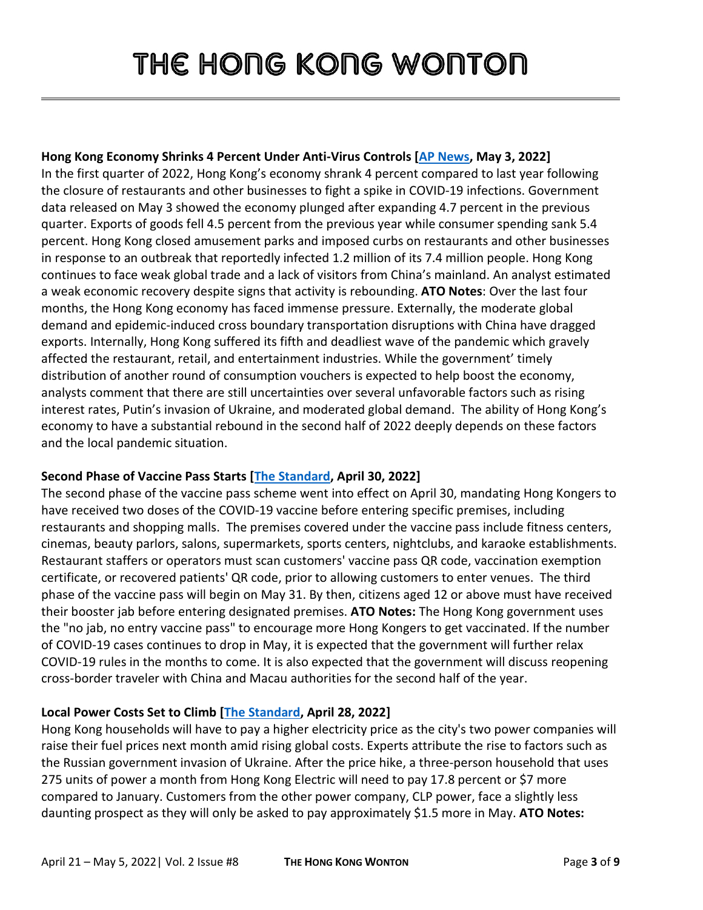# THE HONG KONG WONTON

**Hong Kong Economy Shrinks 4 Percent Under Anti-Virus Controls [AP News, May 3, 2022]**
In the first quarter of 2022, Hong Kong's economy shrank 4 percent compared to last year following the closure of restaurants and other businesses to fight a spike in COVID-19 infections. Government data released on May 3 showed the economy plunged after expanding 4.7 percent in the previous quarter. Exports of goods fell 4.5 percent from the previous year while consumer spending sank 5.4 percent. Hong Kong closed amusement parks and imposed curbs on restaurants and other businesses in response to an outbreak that reportedly infected 1.2 million of its 7.4 million people. Hong Kong continues to face weak global trade and a lack of visitors from China's mainland. An analyst estimated a weak economic recovery despite signs that activity is rebounding. **ATO Notes**: Over the last four months, the Hong Kong economy has faced immense pressure. Externally, the moderate global demand and epidemic-induced cross boundary transportation disruptions with China have dragged exports. Internally, Hong Kong suffered its fifth and deadliest wave of the pandemic which gravely affected the restaurant, retail, and entertainment industries. While the government' timely distribution of another round of consumption vouchers is expected to help boost the economy, analysts comment that there are still uncertainties over several unfavorable factors such as rising interest rates, Putin's invasion of Ukraine, and moderated global demand. The ability of Hong Kong's economy to have a substantial rebound in the second half of 2022 deeply depends on these factors and the local pandemic situation.

**Second Phase of Vaccine Pass Starts [The Standard, April 30, 2022]**
The second phase of the vaccine pass scheme went into effect on April 30, mandating Hong Kongers to have received two doses of the COVID-19 vaccine before entering specific premises, including restaurants and shopping malls. The premises covered under the vaccine pass include fitness centers, cinemas, beauty parlors, salons, supermarkets, sports centers, nightclubs, and karaoke establishments. Restaurant staffers or operators must scan customers' vaccine pass QR code, vaccination exemption certificate, or recovered patients' QR code, prior to allowing customers to enter venues. The third phase of the vaccine pass will begin on May 31. By then, citizens aged 12 or above must have received their booster jab before entering designated premises. **ATO Notes:** The Hong Kong government uses the "no jab, no entry vaccine pass" to encourage more Hong Kongers to get vaccinated. If the number of COVID-19 cases continues to drop in May, it is expected that the government will further relax COVID-19 rules in the months to come. It is also expected that the government will discuss reopening cross-border traveler with China and Macau authorities for the second half of the year.

**Local Power Costs Set to Climb [The Standard, April 28, 2022]**
Hong Kong households will have to pay a higher electricity price as the city's two power companies will raise their fuel prices next month amid rising global costs. Experts attribute the rise to factors such as the Russian government invasion of Ukraine. After the price hike, a three-person household that uses 275 units of power a month from Hong Kong Electric will need to pay 17.8 percent or $7 more compared to January. Customers from the other power company, CLP power, face a slightly less daunting prospect as they will only be asked to pay approximately $1.5 more in May. **ATO Notes:**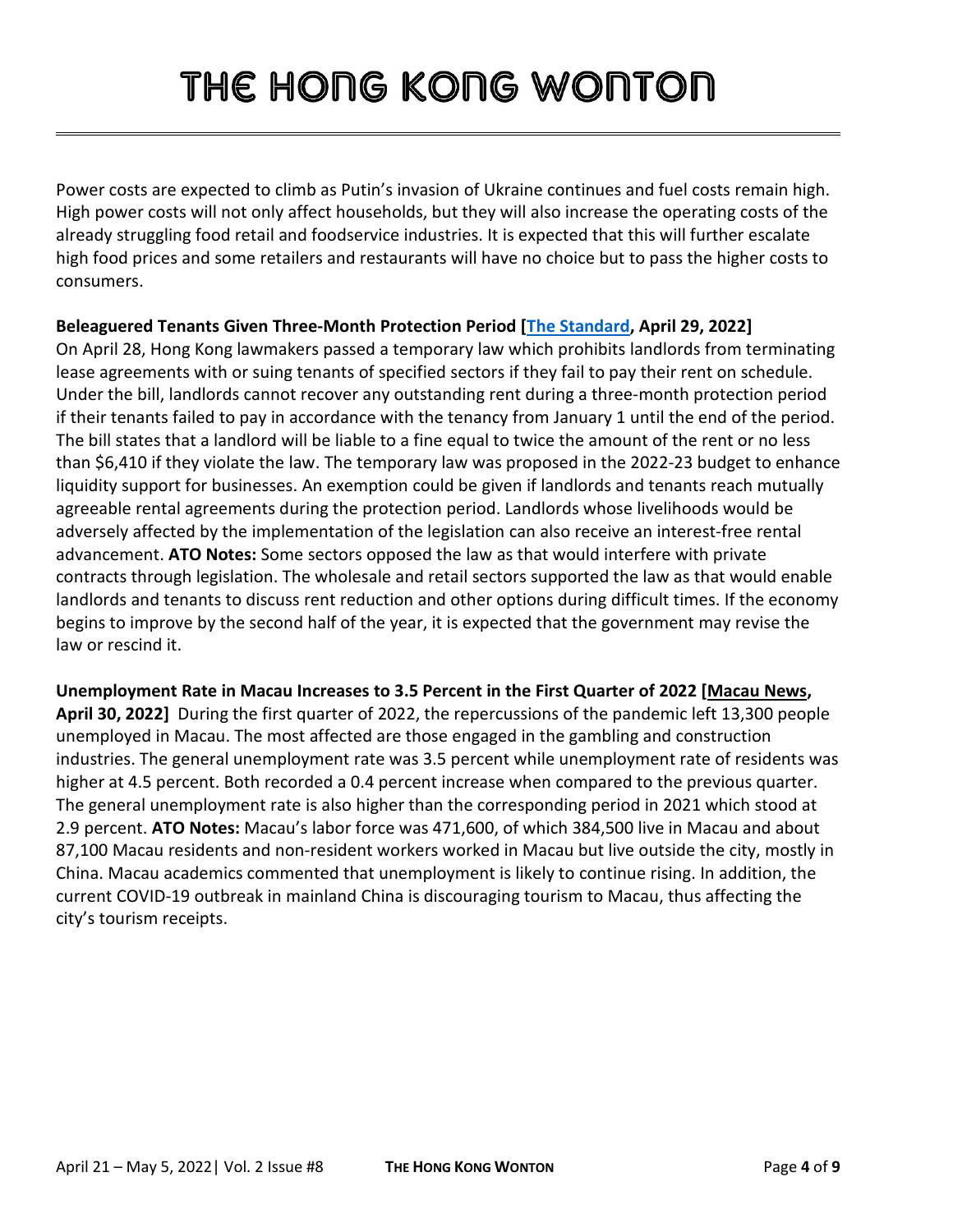Power costs are expected to climb as Putin's invasion of Ukraine continues and fuel costs remain high. High power costs will not only affect households, but they will also increase the operating costs of the already struggling food retail and foodservice industries. It is expected that this will further escalate high food prices and some retailers and restaurants will have no choice but to pass the higher costs to consumers.

**Beleaguered Tenants Given Three-Month Protection Period [The Standard, April 29, 2022]**
On April 28, Hong Kong lawmakers passed a temporary law which prohibits landlords from terminating lease agreements with or suing tenants of specified sectors if they fail to pay their rent on schedule. Under the bill, landlords cannot recover any outstanding rent during a three-month protection period if their tenants failed to pay in accordance with the tenancy from January 1 until the end of the period. The bill states that a landlord will be liable to a fine equal to twice the amount of the rent or no less than $6,410 if they violate the law. The temporary law was proposed in the 2022-23 budget to enhance liquidity support for businesses. An exemption could be given if landlords and tenants reach mutually agreeable rental agreements during the protection period. Landlords whose livelihoods would be adversely affected by the implementation of the legislation can also receive an interest-free rental advancement. **ATO Notes:** Some sectors opposed the law as that would interfere with private contracts through legislation. The wholesale and retail sectors supported the law as that would enable landlords and tenants to discuss rent reduction and other options during difficult times. If the economy begins to improve by the second half of the year, it is expected that the government may revise the law or rescind it.

**Unemployment Rate in Macau Increases to 3.5 Percent in the First Quarter of 2022 [Macau News, April 30, 2022]** During the first quarter of 2022, the repercussions of the pandemic left 13,300 people unemployed in Macau. The most affected are those engaged in the gambling and construction industries. The general unemployment rate was 3.5 percent while unemployment rate of residents was higher at 4.5 percent. Both recorded a 0.4 percent increase when compared to the previous quarter. The general unemployment rate is also higher than the corresponding period in 2021 which stood at 2.9 percent. **ATO Notes:** Macau's labor force was 471,600, of which 384,500 live in Macau and about 87,100 Macau residents and non-resident workers worked in Macau but live outside the city, mostly in China. Macau academics commented that unemployment is likely to continue rising. In addition, the current COVID-19 outbreak in mainland China is discouraging tourism to Macau, thus affecting the city's tourism receipts.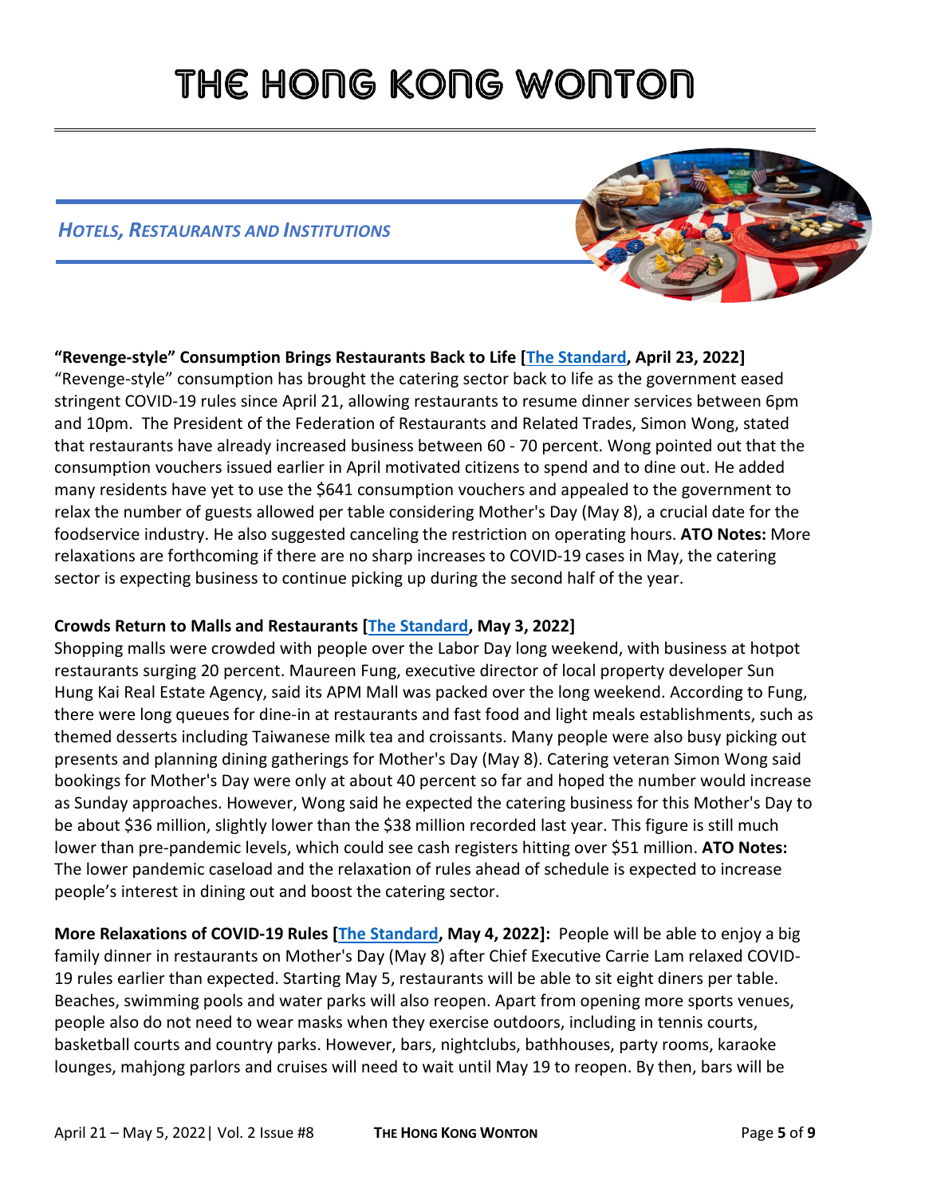# THE HONG KONG WONTON

## *HOTELS, RESTAURANTS AND INSTITUTIONS*

**"Revenge-style" Consumption Brings Restaurants Back to Life [The Standard, April 23, 2022]**
"Revenge-style" consumption has brought the catering sector back to life as the government eased stringent COVID-19 rules since April 21, allowing restaurants to resume dinner services between 6pm and 10pm. The President of the Federation of Restaurants and Related Trades, Simon Wong, stated that restaurants have already increased business between 60 - 70 percent. Wong pointed out that the consumption vouchers issued earlier in April motivated citizens to spend and to dine out. He added many residents have yet to use the $641 consumption vouchers and appealed to the government to relax the number of guests allowed per table considering Mother's Day (May 8), a crucial date for the foodservice industry. He also suggested canceling the restriction on operating hours. **ATO Notes:** More relaxations are forthcoming if there are no sharp increases to COVID-19 cases in May, the catering sector is expecting business to continue picking up during the second half of the year.

**Crowds Return to Malls and Restaurants [The Standard, May 3, 2022]**
Shopping malls were crowded with people over the Labor Day long weekend, with business at hotpot restaurants surging 20 percent. Maureen Fung, executive director of local property developer Sun Hung Kai Real Estate Agency, said its APM Mall was packed over the long weekend. According to Fung, there were long queues for dine-in at restaurants and fast food and light meals establishments, such as themed desserts including Taiwanese milk tea and croissants. Many people were also busy picking out presents and planning dining gatherings for Mother's Day (May 8). Catering veteran Simon Wong said bookings for Mother's Day were only at about 40 percent so far and hoped the number would increase as Sunday approaches. However, Wong said he expected the catering business for this Mother's Day to be about $36 million, slightly lower than the $38 million recorded last year. This figure is still much lower than pre-pandemic levels, which could see cash registers hitting over $51 million. **ATO Notes:** The lower pandemic caseload and the relaxation of rules ahead of schedule is expected to increase people's interest in dining out and boost the catering sector.

**More Relaxations of COVID-19 Rules [The Standard, May 4, 2022]:** People will be able to enjoy a big family dinner in restaurants on Mother's Day (May 8) after Chief Executive Carrie Lam relaxed COVID-19 rules earlier than expected. Starting May 5, restaurants will be able to sit eight diners per table. Beaches, swimming pools and water parks will also reopen. Apart from opening more sports venues, people also do not need to wear masks when they exercise outdoors, including in tennis courts, basketball courts and country parks. However, bars, nightclubs, bathhouses, party rooms, karaoke lounges, mahjong parlors and cruises will need to wait until May 19 to reopen. By then, bars will be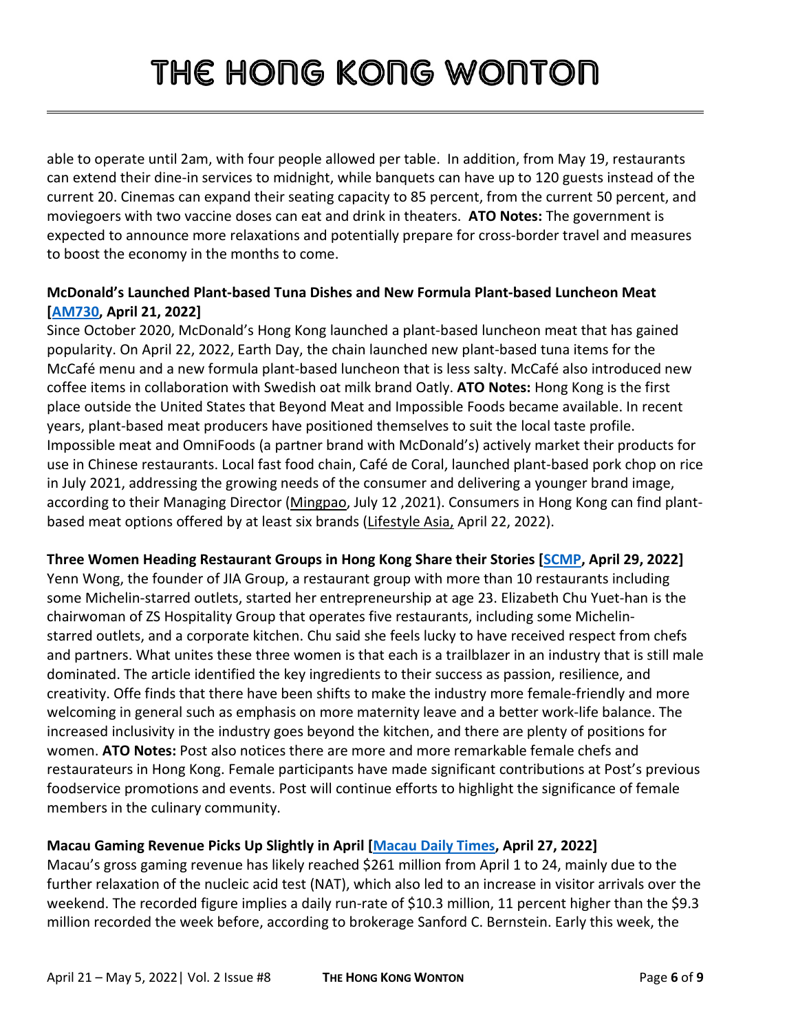able to operate until 2am, with four people allowed per table. In addition, from May 19, restaurants can extend their dine-in services to midnight, while banquets can have up to 120 guests instead of the current 20. Cinemas can expand their seating capacity to 85 percent, from the current 50 percent, and moviegoers with two vaccine doses can eat and drink in theaters. **ATO Notes:** The government is expected to announce more relaxations and potentially prepare for cross-border travel and measures to boost the economy in the months to come.

**McDonald's Launched Plant-based Tuna Dishes and New Formula Plant-based Luncheon Meat [AM730, April 21, 2022]**

Since October 2020, McDonald's Hong Kong launched a plant-based luncheon meat that has gained popularity. On April 22, 2022, Earth Day, the chain launched new plant-based tuna items for the McCafé menu and a new formula plant-based luncheon that is less salty. McCafé also introduced new coffee items in collaboration with Swedish oat milk brand Oatly. **ATO Notes:** Hong Kong is the first place outside the United States that Beyond Meat and Impossible Foods became available. In recent years, plant-based meat producers have positioned themselves to suit the local taste profile. Impossible meat and OmniFoods (a partner brand with McDonald's) actively market their products for use in Chinese restaurants. Local fast food chain, Café de Coral, launched plant-based pork chop on rice in July 2021, addressing the growing needs of the consumer and delivering a younger brand image, according to their Managing Director (Mingpao, July 12 ,2021). Consumers in Hong Kong can find plant-based meat options offered by at least six brands (Lifestyle Asia, April 22, 2022).

**Three Women Heading Restaurant Groups in Hong Kong Share their Stories [SCMP, April 29, 2022]**

Yenn Wong, the founder of JIA Group, a restaurant group with more than 10 restaurants including some Michelin-starred outlets, started her entrepreneurship at age 23. Elizabeth Chu Yuet-han is the chairwoman of ZS Hospitality Group that operates five restaurants, including some Michelin-starred outlets, and a corporate kitchen. Chu said she feels lucky to have received respect from chefs and partners. What unites these three women is that each is a trailblazer in an industry that is still male dominated. The article identified the key ingredients to their success as passion, resilience, and creativity. Offe finds that there have been shifts to make the industry more female-friendly and more welcoming in general such as emphasis on more maternity leave and a better work-life balance. The increased inclusivity in the industry goes beyond the kitchen, and there are plenty of positions for women. **ATO Notes:** Post also notices there are more and more remarkable female chefs and restaurateurs in Hong Kong. Female participants have made significant contributions at Post's previous foodservice promotions and events. Post will continue efforts to highlight the significance of female members in the culinary community.

**Macau Gaming Revenue Picks Up Slightly in April [Macau Daily Times, April 27, 2022]**

Macau's gross gaming revenue has likely reached $261 million from April 1 to 24, mainly due to the further relaxation of the nucleic acid test (NAT), which also led to an increase in visitor arrivals over the weekend. The recorded figure implies a daily run-rate of $10.3 million, 11 percent higher than the $9.3 million recorded the week before, according to brokerage Sanford C. Bernstein. Early this week, the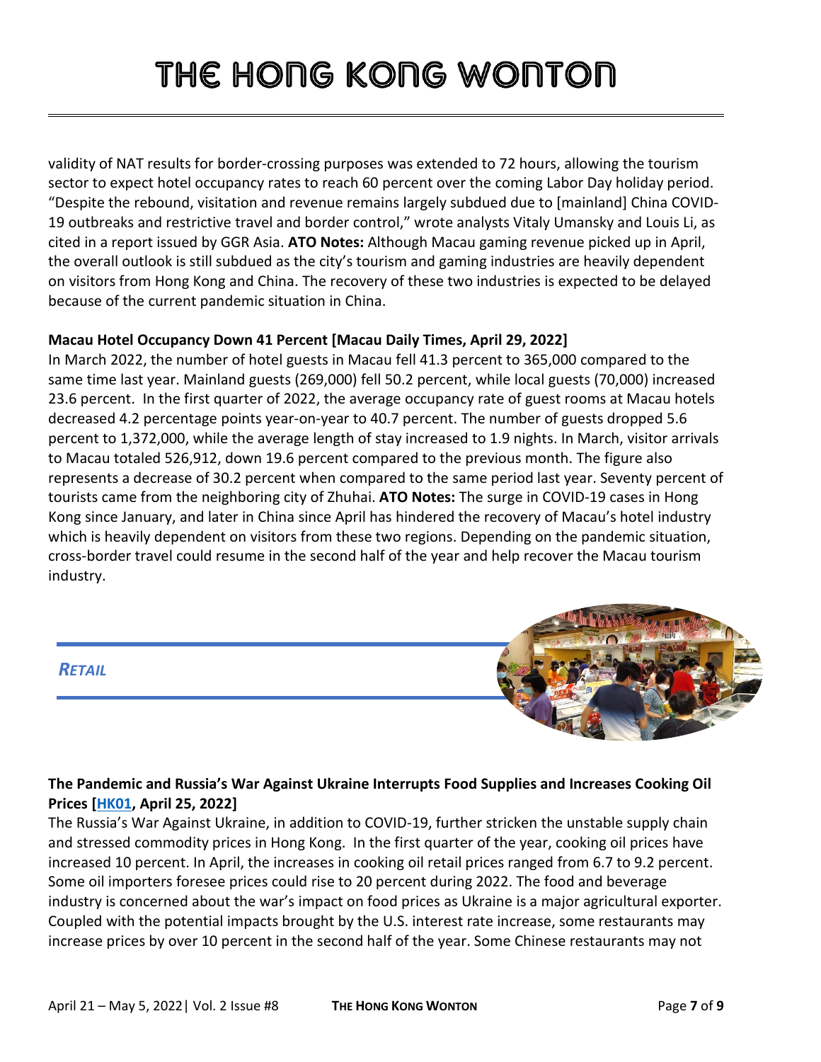validity of NAT results for border-crossing purposes was extended to 72 hours, allowing the tourism sector to expect hotel occupancy rates to reach 60 percent over the coming Labor Day holiday period. "Despite the rebound, visitation and revenue remains largely subdued due to [mainland] China COVID-19 outbreaks and restrictive travel and border control," wrote analysts Vitaly Umansky and Louis Li, as cited in a report issued by GGR Asia. **ATO Notes:** Although Macau gaming revenue picked up in April, the overall outlook is still subdued as the city's tourism and gaming industries are heavily dependent on visitors from Hong Kong and China. The recovery of these two industries is expected to be delayed because of the current pandemic situation in China.

**Macau Hotel Occupancy Down 41 Percent [Macau Daily Times, April 29, 2022]**

In March 2022, the number of hotel guests in Macau fell 41.3 percent to 365,000 compared to the same time last year. Mainland guests (269,000) fell 50.2 percent, while local guests (70,000) increased 23.6 percent. In the first quarter of 2022, the average occupancy rate of guest rooms at Macau hotels decreased 4.2 percentage points year-on-year to 40.7 percent. The number of guests dropped 5.6 percent to 1,372,000, while the average length of stay increased to 1.9 nights. In March, visitor arrivals to Macau totaled 526,912, down 19.6 percent compared to the previous month. The figure also represents a decrease of 30.2 percent when compared to the same period last year. Seventy percent of tourists came from the neighboring city of Zhuhai. **ATO Notes:** The surge in COVID-19 cases in Hong Kong since January, and later in China since April has hindered the recovery of Macau's hotel industry which is heavily dependent on visitors from these two regions. Depending on the pandemic situation, cross-border travel could resume in the second half of the year and help recover the Macau tourism industry.

## *RETAIL*

**The Pandemic and Russia's War Against Ukraine Interrupts Food Supplies and Increases Cooking Oil Prices [HK01, April 25, 2022]**

The Russia's War Against Ukraine, in addition to COVID-19, further stricken the unstable supply chain and stressed commodity prices in Hong Kong. In the first quarter of the year, cooking oil prices have increased 10 percent. In April, the increases in cooking oil retail prices ranged from 6.7 to 9.2 percent. Some oil importers foresee prices could rise to 20 percent during 2022. The food and beverage industry is concerned about the war's impact on food prices as Ukraine is a major agricultural exporter. Coupled with the potential impacts brought by the U.S. interest rate increase, some restaurants may increase prices by over 10 percent in the second half of the year. Some Chinese restaurants may not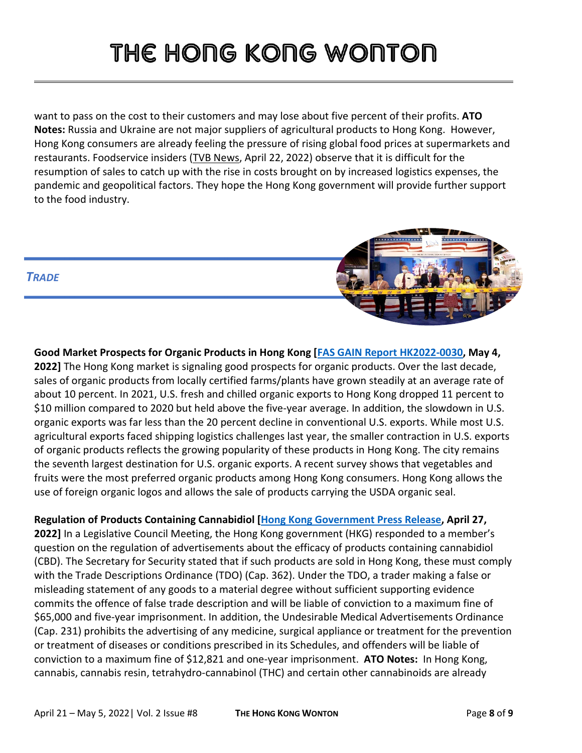want to pass on the cost to their customers and may lose about five percent of their profits. **ATO Notes:** Russia and Ukraine are not major suppliers of agricultural products to Hong Kong. However, Hong Kong consumers are already feeling the pressure of rising global food prices at supermarkets and restaurants. Foodservice insiders (TVB News, April 22, 2022) observe that it is difficult for the resumption of sales to catch up with the rise in costs brought on by increased logistics expenses, the pandemic and geopolitical factors. They hope the Hong Kong government will provide further support to the food industry.

## *TRADE*

**Good Market Prospects for Organic Products in Hong Kong [FAS GAIN Report HK2022-0030, May 4, 2022]** The Hong Kong market is signaling good prospects for organic products. Over the last decade, sales of organic products from locally certified farms/plants have grown steadily at an average rate of about 10 percent. In 2021, U.S. fresh and chilled organic exports to Hong Kong dropped 11 percent to $10 million compared to 2020 but held above the five-year average. In addition, the slowdown in U.S. organic exports was far less than the 20 percent decline in conventional U.S. exports. While most U.S. agricultural exports faced shipping logistics challenges last year, the smaller contraction in U.S. exports of organic products reflects the growing popularity of these products in Hong Kong. The city remains the seventh largest destination for U.S. organic exports. A recent survey shows that vegetables and fruits were the most preferred organic products among Hong Kong consumers. Hong Kong allows the use of foreign organic logos and allows the sale of products carrying the USDA organic seal.

**Regulation of Products Containing Cannabidiol [Hong Kong Government Press Release, April 27, 2022]** In a Legislative Council Meeting, the Hong Kong government (HKG) responded to a member's question on the regulation of advertisements about the efficacy of products containing cannabidiol (CBD). The Secretary for Security stated that if such products are sold in Hong Kong, these must comply with the Trade Descriptions Ordinance (TDO) (Cap. 362). Under the TDO, a trader making a false or misleading statement of any goods to a material degree without sufficient supporting evidence commits the offence of false trade description and will be liable of conviction to a maximum fine of $65,000 and five-year imprisonment. In addition, the Undesirable Medical Advertisements Ordinance (Cap. 231) prohibits the advertising of any medicine, surgical appliance or treatment for the prevention or treatment of diseases or conditions prescribed in its Schedules, and offenders will be liable of conviction to a maximum fine of $12,821 and one-year imprisonment. **ATO Notes:** In Hong Kong, cannabis, cannabis resin, tetrahydro-cannabinol (THC) and certain other cannabinoids are already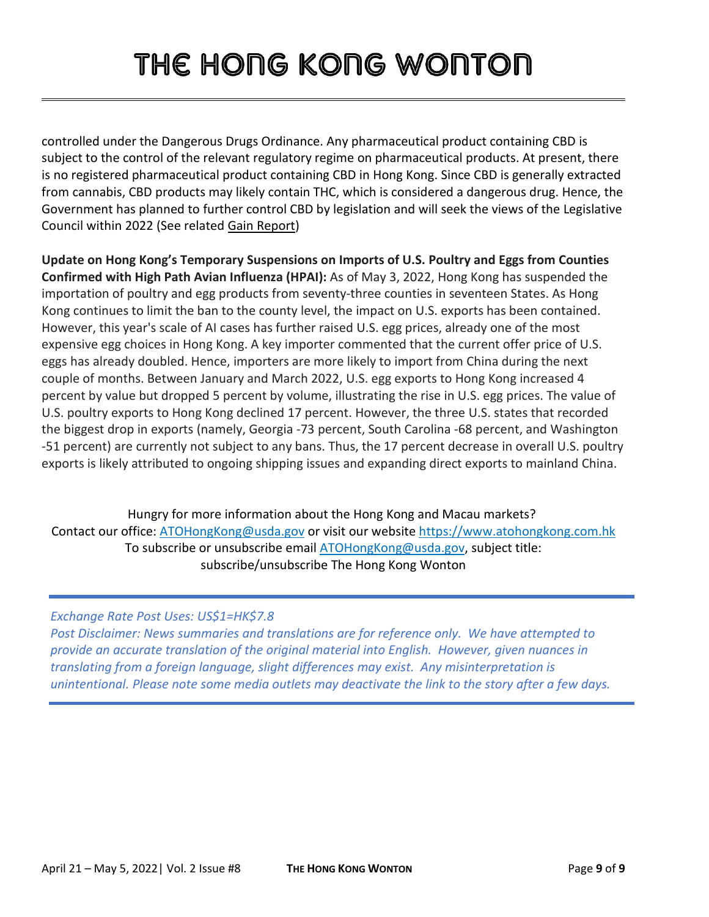controlled under the Dangerous Drugs Ordinance. Any pharmaceutical product containing CBD is subject to the control of the relevant regulatory regime on pharmaceutical products. At present, there is no registered pharmaceutical product containing CBD in Hong Kong. Since CBD is generally extracted from cannabis, CBD products may likely contain THC, which is considered a dangerous drug. Hence, the Government has planned to further control CBD by legislation and will seek the views of the Legislative Council within 2022 (See related Gain Report)

**Update on Hong Kong's Temporary Suspensions on Imports of U.S. Poultry and Eggs from Counties Confirmed with High Path Avian Influenza (HPAI):** As of May 3, 2022, Hong Kong has suspended the importation of poultry and egg products from seventy-three counties in seventeen States. As Hong Kong continues to limit the ban to the county level, the impact on U.S. exports has been contained. However, this year's scale of AI cases has further raised U.S. egg prices, already one of the most expensive egg choices in Hong Kong. A key importer commented that the current offer price of U.S. eggs has already doubled. Hence, importers are more likely to import from China during the next couple of months. Between January and March 2022, U.S. egg exports to Hong Kong increased 4 percent by value but dropped 5 percent by volume, illustrating the rise in U.S. egg prices. The value of U.S. poultry exports to Hong Kong declined 17 percent. However, the three U.S. states that recorded the biggest drop in exports (namely, Georgia -73 percent, South Carolina -68 percent, and Washington -51 percent) are currently not subject to any bans. Thus, the 17 percent decrease in overall U.S. poultry exports is likely attributed to ongoing shipping issues and expanding direct exports to mainland China.

Hungry for more information about the Hong Kong and Macau markets?
Contact our office: ATOHongKong@usda.gov or visit our website https://www.atohongkong.com.hk
To subscribe or unsubscribe email ATOHongKong@usda.gov, subject title: subscribe/unsubscribe The Hong Kong Wonton

*Exchange Rate Post Uses: US$1=HK$7.8*
*Post Disclaimer: News summaries and translations are for reference only. We have attempted to provide an accurate translation of the original material into English. However, given nuances in translating from a foreign language, slight differences may exist. Any misinterpretation is unintentional. Please note some media outlets may deactivate the link to the story after a few days.*